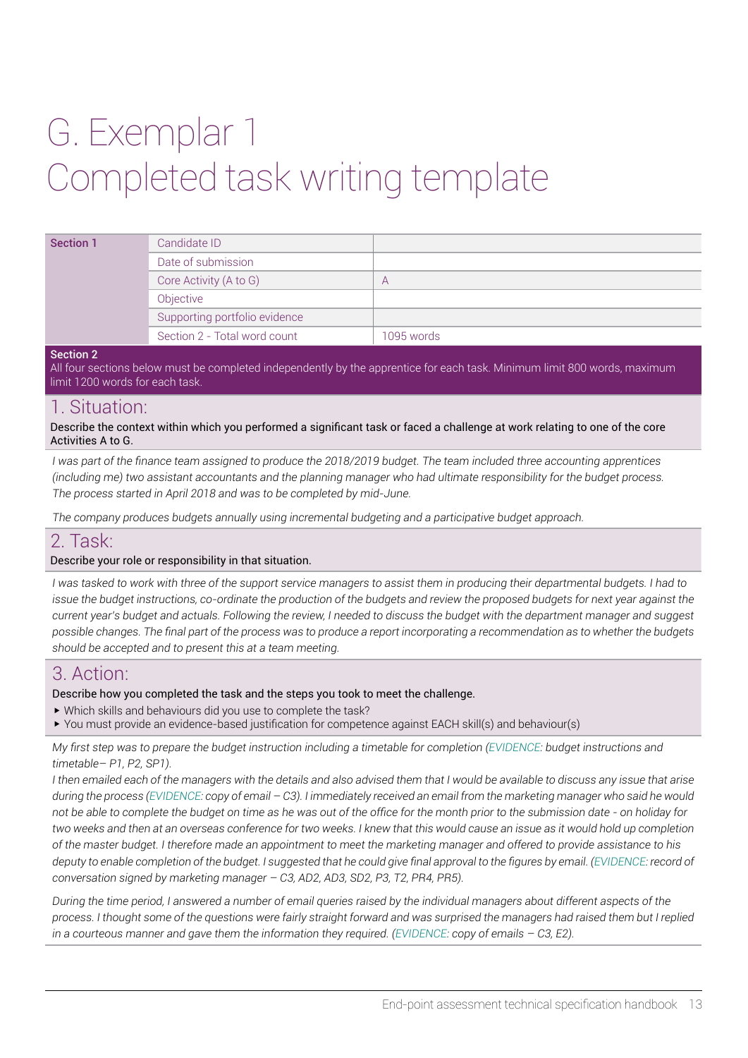# G. Exemplar 1
# Completed task writing template

| Section 1 | | |
|---|---|---|
| | Candidate ID | |
| | Date of submission | |
| | Core Activity (A to G) | A |
| | Objective | |
| | Supporting portfolio evidence | |
| | Section 2 - Total word count | 1095 words |

**Section 2**
All four sections below must be completed independently by the apprentice for each task. Minimum limit 800 words, maximum limit 1200 words for each task.

## 1. Situation:

Describe the context within which you performed a significant task or faced a challenge at work relating to one of the core Activities A to G.

*I was part of the finance team assigned to produce the 2018/2019 budget. The team included three accounting apprentices (including me) two assistant accountants and the planning manager who had ultimate responsibility for the budget process. The process started in April 2018 and was to be completed by mid-June.*

*The company produces budgets annually using incremental budgeting and a participative budget approach.*

## 2. Task:

Describe your role or responsibility in that situation.

*I was tasked to work with three of the support service managers to assist them in producing their departmental budgets. I had to issue the budget instructions, co-ordinate the production of the budgets and review the proposed budgets for next year against the current year's budget and actuals. Following the review, I needed to discuss the budget with the department manager and suggest possible changes. The final part of the process was to produce a report incorporating a recommendation as to whether the budgets should be accepted and to present this at a team meeting.*

## 3. Action:

Describe how you completed the task and the steps you took to meet the challenge.

- Which skills and behaviours did you use to complete the task?
- You must provide an evidence-based justification for competence against EACH skill(s) and behaviour(s)

*My first step was to prepare the budget instruction including a timetable for completion (EVIDENCE: budget instructions and timetable– P1, P2, SP1).*

*I then emailed each of the managers with the details and also advised them that I would be available to discuss any issue that arise during the process (EVIDENCE: copy of email – C3). I immediately received an email from the marketing manager who said he would not be able to complete the budget on time as he was out of the office for the month prior to the submission date - on holiday for two weeks and then at an overseas conference for two weeks. I knew that this would cause an issue as it would hold up completion of the master budget. I therefore made an appointment to meet the marketing manager and offered to provide assistance to his deputy to enable completion of the budget. I suggested that he could give final approval to the figures by email. (EVIDENCE: record of conversation signed by marketing manager – C3, AD2, AD3, SD2, P3, T2, PR4, PR5).*

*During the time period, I answered a number of email queries raised by the individual managers about different aspects of the process. I thought some of the questions were fairly straight forward and was surprised the managers had raised them but I replied in a courteous manner and gave them the information they required. (EVIDENCE: copy of emails – C3, E2).*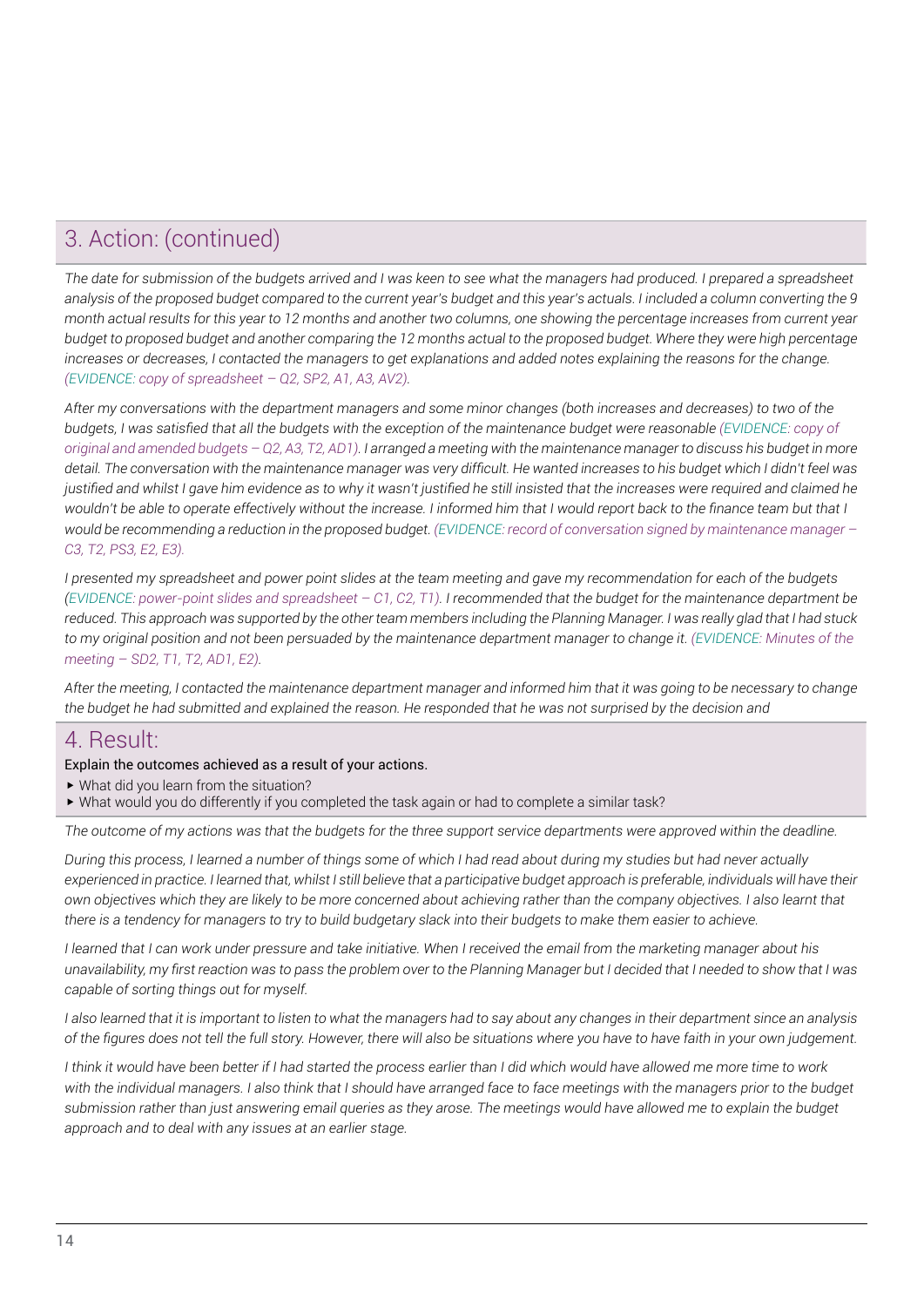## 3. Action: (continued)

*The date for submission of the budgets arrived and I was keen to see what the managers had produced. I prepared a spreadsheet analysis of the proposed budget compared to the current year's budget and this year's actuals. I included a column converting the 9 month actual results for this year to 12 months and another two columns, one showing the percentage increases from current year budget to proposed budget and another comparing the 12 months actual to the proposed budget. Where they were high percentage increases or decreases, I contacted the managers to get explanations and added notes explaining the reasons for the change. (EVIDENCE: copy of spreadsheet – Q2, SP2, A1, A3, AV2).*

*After my conversations with the department managers and some minor changes (both increases and decreases) to two of the budgets, I was satisfied that all the budgets with the exception of the maintenance budget were reasonable (EVIDENCE: copy of original and amended budgets – Q2, A3, T2, AD1). I arranged a meeting with the maintenance manager to discuss his budget in more detail. The conversation with the maintenance manager was very difficult. He wanted increases to his budget which I didn't feel was justified and whilst I gave him evidence as to why it wasn't justified he still insisted that the increases were required and claimed he wouldn't be able to operate effectively without the increase. I informed him that I would report back to the finance team but that I would be recommending a reduction in the proposed budget. (EVIDENCE: record of conversation signed by maintenance manager – C3, T2, PS3, E2, E3).*

*I presented my spreadsheet and power point slides at the team meeting and gave my recommendation for each of the budgets (EVIDENCE: power-point slides and spreadsheet – C1, C2, T1). I recommended that the budget for the maintenance department be reduced. This approach was supported by the other team members including the Planning Manager. I was really glad that I had stuck to my original position and not been persuaded by the maintenance department manager to change it. (EVIDENCE: Minutes of the meeting – SD2, T1, T2, AD1, E2).*

*After the meeting, I contacted the maintenance department manager and informed him that it was going to be necessary to change the budget he had submitted and explained the reason. He responded that he was not surprised by the decision and*

## 4. Result:

Explain the outcomes achieved as a result of your actions.

- What did you learn from the situation?
- What would you do differently if you completed the task again or had to complete a similar task?

*The outcome of my actions was that the budgets for the three support service departments were approved within the deadline.*

*During this process, I learned a number of things some of which I had read about during my studies but had never actually experienced in practice. I learned that, whilst I still believe that a participative budget approach is preferable, individuals will have their own objectives which they are likely to be more concerned about achieving rather than the company objectives. I also learnt that there is a tendency for managers to try to build budgetary slack into their budgets to make them easier to achieve.*

*I learned that I can work under pressure and take initiative. When I received the email from the marketing manager about his unavailability, my first reaction was to pass the problem over to the Planning Manager but I decided that I needed to show that I was capable of sorting things out for myself.*

*I also learned that it is important to listen to what the managers had to say about any changes in their department since an analysis of the figures does not tell the full story. However, there will also be situations where you have to have faith in your own judgement.*

*I think it would have been better if I had started the process earlier than I did which would have allowed me more time to work with the individual managers. I also think that I should have arranged face to face meetings with the managers prior to the budget submission rather than just answering email queries as they arose. The meetings would have allowed me to explain the budget approach and to deal with any issues at an earlier stage.*